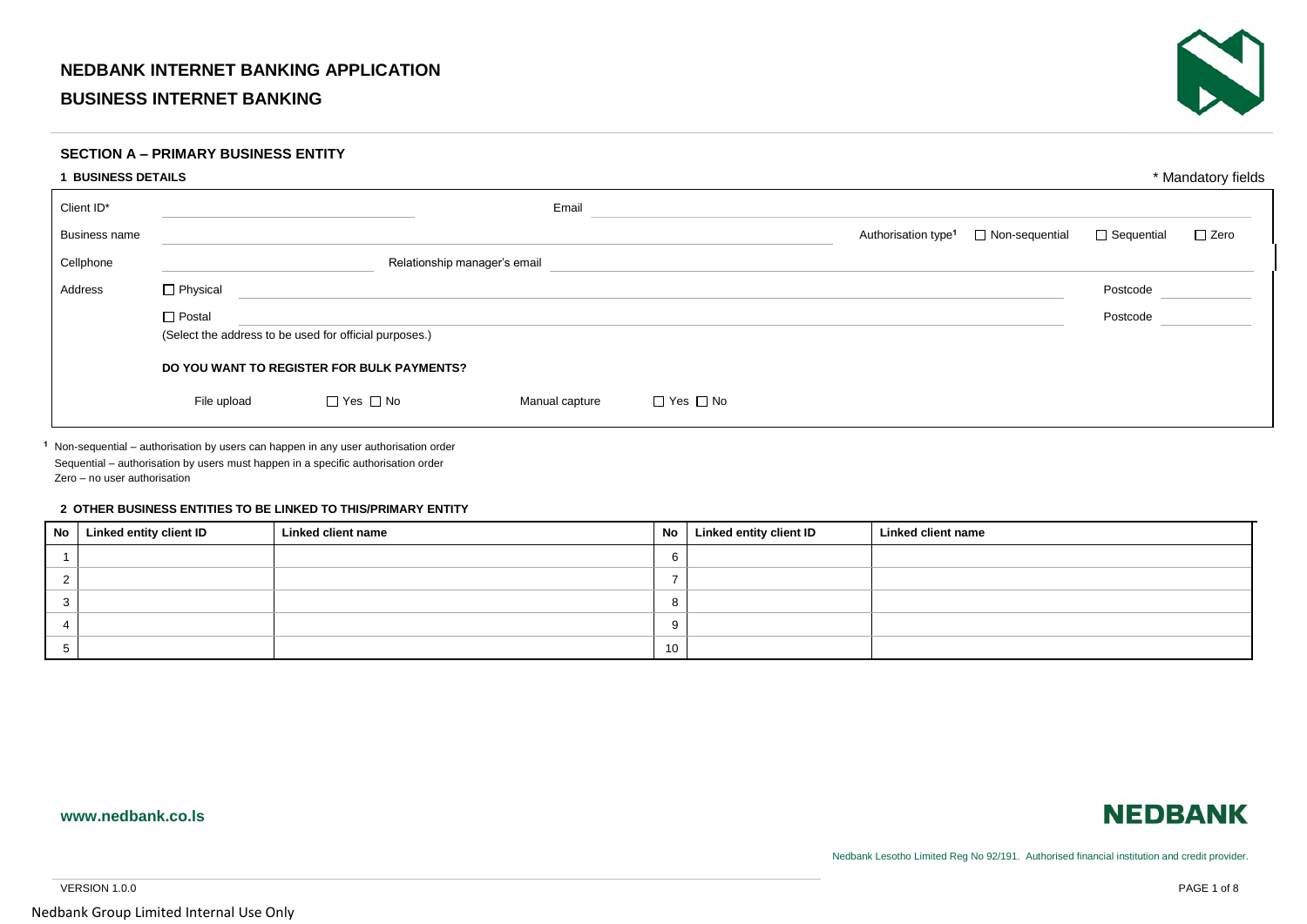# NEDBANK INTERNET BANKING APPLICATION

# BUSINESS INTERNET BANKING

## SECTION A – PRIMARY BUSINESS ENTITY

### 1 BUSINESS DETAILS

\* Mandatory fields

Client ID* ______________________ Email ______________________

Business name ______________________ Authorisation type[1] ☐ Non-sequential ☐ Sequential ☐ Zero

Cellphone ______________________ Relationship manager's email ______________________

Address ☐ Physical ______________________ Postcode __________

☐ Postal ______________________ Postcode __________

(Select the address to be used for official purposes.)

**DO YOU WANT TO REGISTER FOR BULK PAYMENTS?**

File upload ☐ Yes ☐ No Manual capture ☐ Yes ☐ No

[1] Non-sequential – authorisation by users can happen in any user authorisation order
Sequential – authorisation by users must happen in a specific authorisation order
Zero – no user authorisation

### 2 OTHER BUSINESS ENTITIES TO BE LINKED TO THIS/PRIMARY ENTITY

| No | Linked entity client ID | Linked client name | No | Linked entity client ID | Linked client name |
|---|---|---|---|---|---|
| 1 | | | 6 | | |
| 2 | | | 7 | | |
| 3 | | | 8 | | |
| 4 | | | 9 | | |
| 5 | | | 10 | | |

www.nedbank.co.ls

NEDBANK

Nedbank Lesotho Limited Reg No 92/191. Authorised financial institution and credit provider.

VERSION 1.0.0

Nedbank Group Limited Internal Use Only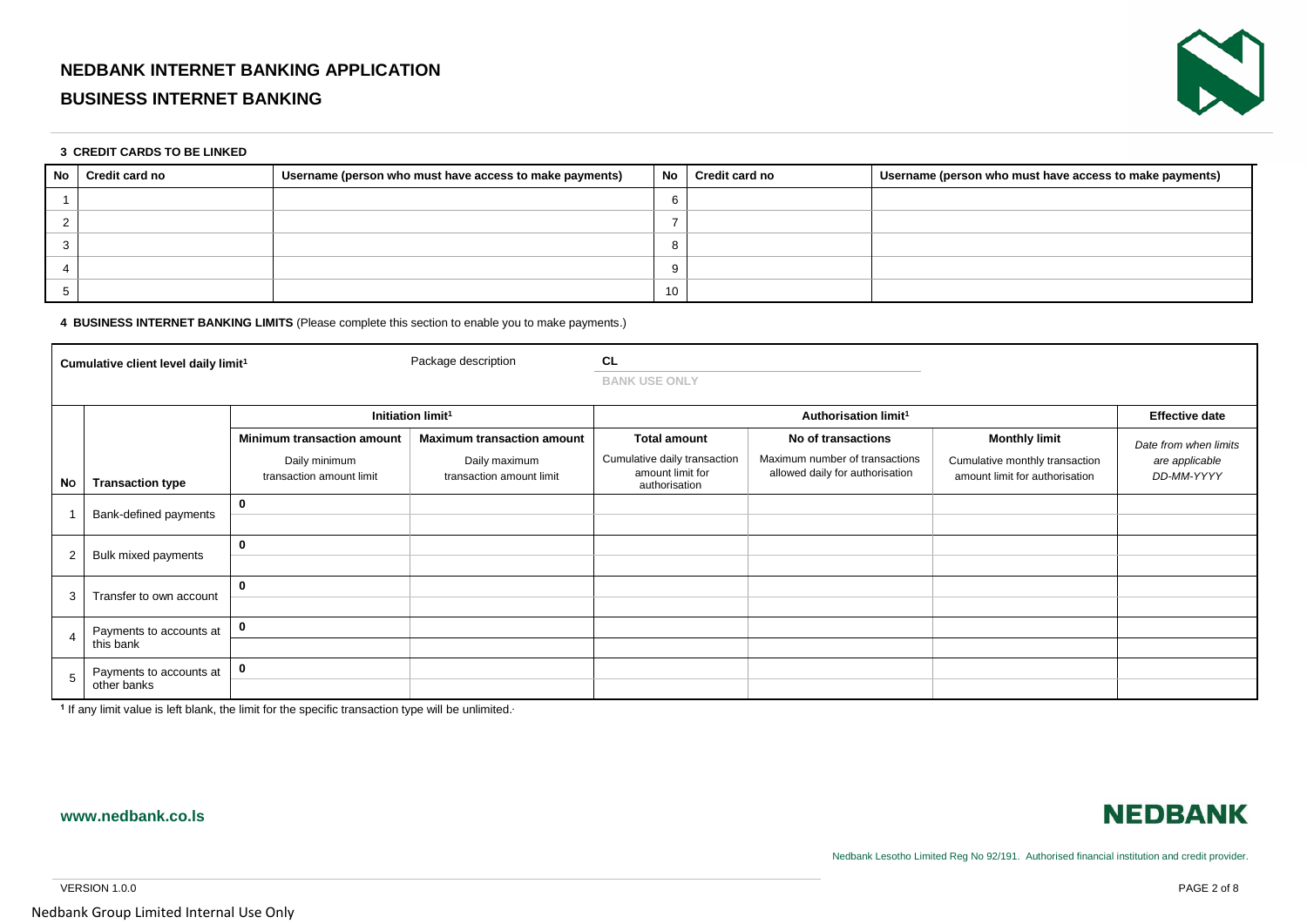### 3 CREDIT CARDS TO BE LINKED

| No | Credit card no | Username (person who must have access to make payments) | No | Credit card no | Username (person who must have access to make payments) |
|---|---|---|---|---|---|
| 1 | | | 6 | | |
| 2 | | | 7 | | |
| 3 | | | 8 | | |
| 4 | | | 9 | | |
| 5 | | | 10 | | |

### 4 BUSINESS INTERNET BANKING LIMITS (Please complete this section to enable you to make payments.)

**Cumulative client level daily limit[1]** | Package description | **CL** | **BANK USE ONLY**

| | | Initiation limit[1] | | Authorisation limit[1] | | | Effective date |
|---|---|---|---|---|---|---|---|
| **No** | **Transaction type** | **Minimum transaction amount** Daily minimum transaction amount limit | **Maximum transaction amount** Daily maximum transaction amount limit | **Total amount** Cumulative daily transaction amount limit for authorisation | **No of transactions** Maximum number of transactions allowed daily for authorisation | **Monthly limit** Cumulative monthly transaction amount limit for authorisation | *Date from when limits are applicable DD-MM-YYYY* |
| 1 | Bank-defined payments | **0** | | | | | |
| | | | | | | | |
| 2 | Bulk mixed payments | **0** | | | | | |
| | | | | | | | |
| 3 | Transfer to own account | **0** | | | | | |
| | | | | | | | |
| 4 | Payments to accounts at this bank | **0** | | | | | |
| | | | | | | | |
| 5 | Payments to accounts at other banks | **0** | | | | | |
| | | | | | | | |

[1] If any limit value is left blank, the limit for the specific transaction type will be unlimited.

www.nedbank.co.ls

Nedbank Lesotho Limited Reg No 92/191. Authorised financial institution and credit provider.

VERSION 1.0.0

Nedbank Group Limited Internal Use Only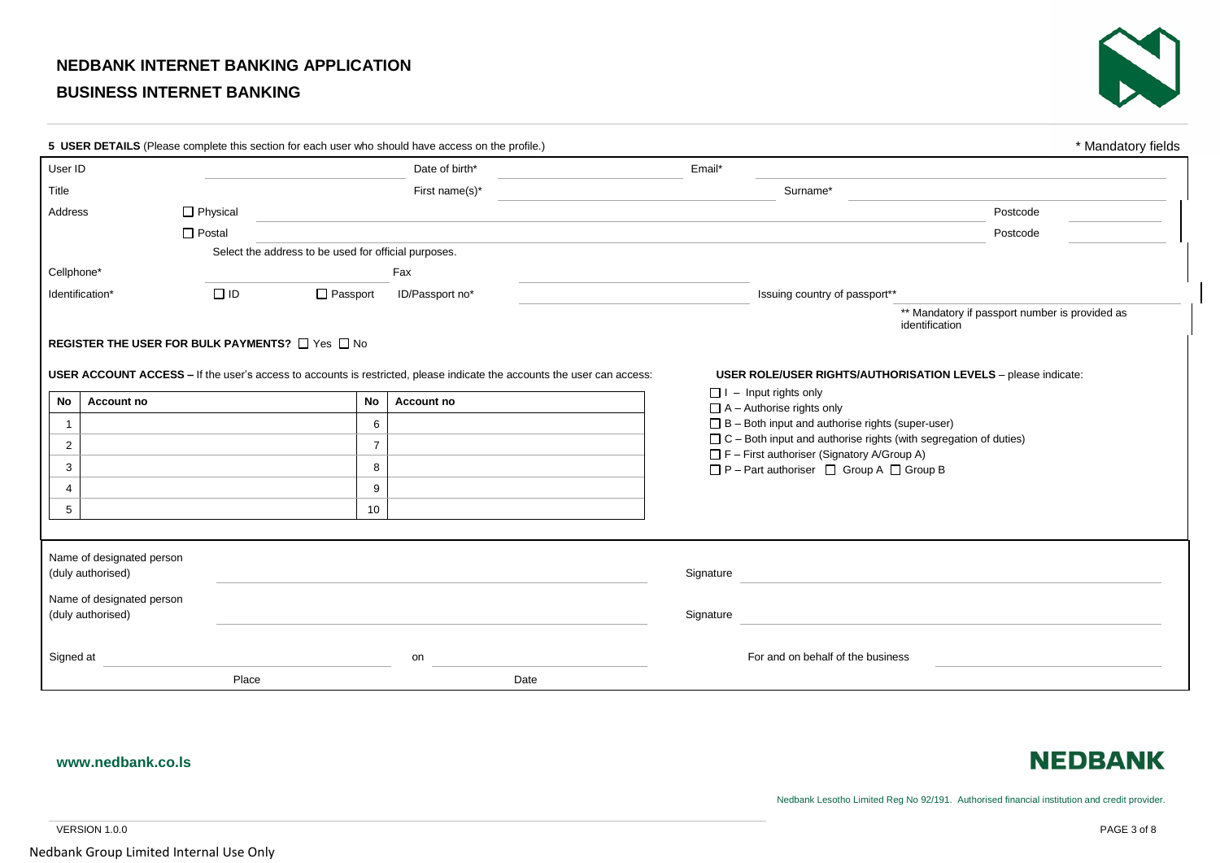# NEDBANK INTERNET BANKING APPLICATION

## BUSINESS INTERNET BANKING

**5 USER DETAILS** (Please complete this section for each user who should have access on the profile.) * Mandatory fields

User ID ____________ Date of birth* ____________ Email* ____________

Title First name(s)* ____________ Surname* ____________

Address ☐ Physical ____________ Postcode ____________

☐ Postal ____________ Postcode ____________

Select the address to be used for official purposes.

Cellphone* ____________ Fax ____________

Identification* ☐ ID ☐ Passport ID/Passport no* ____________ Issuing country of passport** ____________

** Mandatory if passport number is provided as identification

**REGISTER THE USER FOR BULK PAYMENTS?** ☐ Yes ☐ No

**USER ACCOUNT ACCESS –** If the user's access to accounts is restricted, please indicate the accounts the user can access:

| No | Account no | No | Account no |
|---|---|---|---|
| 1 | | 6 | |
| 2 | | 7 | |
| 3 | | 8 | |
| 4 | | 9 | |
| 5 | | 10 | |

**USER ROLE/USER RIGHTS/AUTHORISATION LEVELS** – please indicate:

- ☐ I – Input rights only
- ☐ A – Authorise rights only
- ☐ B – Both input and authorise rights (super-user)
- ☐ C – Both input and authorise rights (with segregation of duties)
- ☐ F – First authoriser (Signatory A/Group A)
- ☐ P – Part authoriser ☐ Group A ☐ Group B

Name of designated person (duly authorised) ____________ Signature ____________

Name of designated person (duly authorised) ____________ Signature ____________

Signed at ____________ on ____________ For and on behalf of the business ____________

Place Date

www.nedbank.co.ls

NEDBANK

Nedbank Lesotho Limited Reg No 92/191. Authorised financial institution and credit provider.

VERSION 1.0.0

Nedbank Group Limited Internal Use Only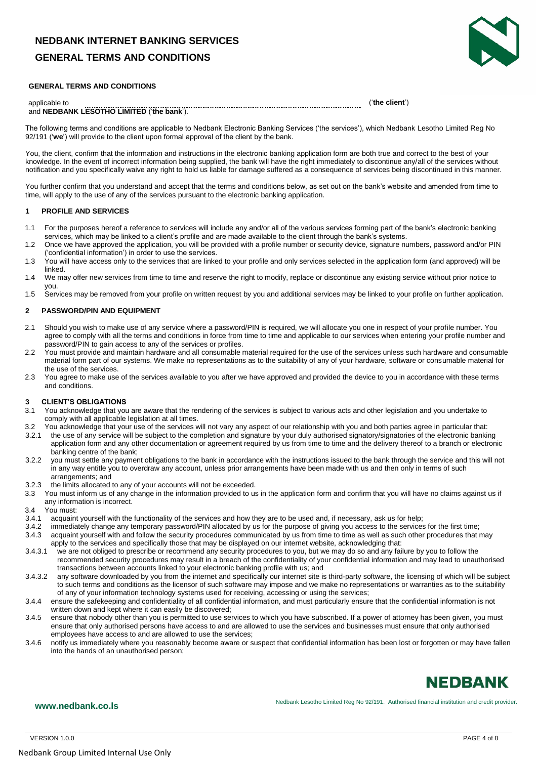# NEDBANK INTERNET BANKING SERVICES

# GENERAL TERMS AND CONDITIONS

**GENERAL TERMS AND CONDITIONS**

applicable to ............................................................................................................................................................ ('**the client**')
and **NEDBANK LESOTHO LIMITED** ('**the bank**').

The following terms and conditions are applicable to Nedbank Electronic Banking Services ('the services'), which Nedbank Lesotho Limited Reg No 92/191 ('**we**') will provide to the client upon formal approval of the client by the bank.

You, the client, confirm that the information and instructions in the electronic banking application form are both true and correct to the best of your knowledge. In the event of incorrect information being supplied, the bank will have the right immediately to discontinue any/all of the services without notification and you specifically waive any right to hold us liable for damage suffered as a consequence of services being discontinued in this manner.

You further confirm that you understand and accept that the terms and conditions below, as set out on the bank's website and amended from time to time, will apply to the use of any of the services pursuant to the electronic banking application.

## 1 PROFILE AND SERVICES

1.1 For the purposes hereof a reference to services will include any and/or all of the various services forming part of the bank's electronic banking services, which may be linked to a client's profile and are made available to the client through the bank's systems.

1.2 Once we have approved the application, you will be provided with a profile number or security device, signature numbers, password and/or PIN ('confidential information') in order to use the services.

1.3 You will have access only to the services that are linked to your profile and only services selected in the application form (and approved) will be linked.

1.4 We may offer new services from time to time and reserve the right to modify, replace or discontinue any existing service without prior notice to you.

1.5 Services may be removed from your profile on written request by you and additional services may be linked to your profile on further application.

## 2 PASSWORD/PIN AND EQUIPMENT

2.1 Should you wish to make use of any service where a password/PIN is required, we will allocate you one in respect of your profile number. You agree to comply with all the terms and conditions in force from time to time and applicable to our services when entering your profile number and password/PIN to gain access to any of the services or profiles.

2.2 You must provide and maintain hardware and all consumable material required for the use of the services unless such hardware and consumable material form part of our systems. We make no representations as to the suitability of any of your hardware, software or consumable material for the use of the services.

2.3 You agree to make use of the services available to you after we have approved and provided the device to you in accordance with these terms and conditions.

## 3 CLIENT'S OBLIGATIONS

3.1 You acknowledge that you are aware that the rendering of the services is subject to various acts and other legislation and you undertake to comply with all applicable legislation at all times.

3.2 You acknowledge that your use of the services will not vary any aspect of our relationship with you and both parties agree in particular that:

3.2.1 the use of any service will be subject to the completion and signature by your duly authorised signatory/signatories of the electronic banking application form and any other documentation or agreement required by us from time to time and the delivery thereof to a branch or electronic banking centre of the bank;

3.2.2 you must settle any payment obligations to the bank in accordance with the instructions issued to the bank through the service and this will not in any way entitle you to overdraw any account, unless prior arrangements have been made with us and then only in terms of such arrangements; and

3.2.3 the limits allocated to any of your accounts will not be exceeded.

3.3 You must inform us of any change in the information provided to us in the application form and confirm that you will have no claims against us if any information is incorrect.

3.4 You must:

3.4.1 acquaint yourself with the functionality of the services and how they are to be used and, if necessary, ask us for help;

3.4.2 immediately change any temporary password/PIN allocated by us for the purpose of giving you access to the services for the first time;

3.4.3 acquaint yourself with and follow the security procedures communicated by us from time to time as well as such other procedures that may apply to the services and specifically those that may be displayed on our internet website, acknowledging that:

3.4.3.1 we are not obliged to prescribe or recommend any security procedures to you, but we may do so and any failure by you to follow the recommended security procedures may result in a breach of the confidentiality of your confidential information and may lead to unauthorised transactions between accounts linked to your electronic banking profile with us; and

3.4.3.2 any software downloaded by you from the internet and specifically our internet site is third-party software, the licensing of which will be subject to such terms and conditions as the licensor of such software may impose and we make no representations or warranties as to the suitability of any of your information technology systems used for receiving, accessing or using the services;

3.4.4 ensure the safekeeping and confidentiality of all confidential information, and must particularly ensure that the confidential information is not written down and kept where it can easily be discovered;

3.4.5 ensure that nobody other than you is permitted to use services to which you have subscribed. If a power of attorney has been given, you must ensure that only authorised persons have access to and are allowed to use the services and businesses must ensure that only authorised employees have access to and are allowed to use the services;

3.4.6 notify us immediately where you reasonably become aware or suspect that confidential information has been lost or forgotten or may have fallen into the hands of an unauthorised person;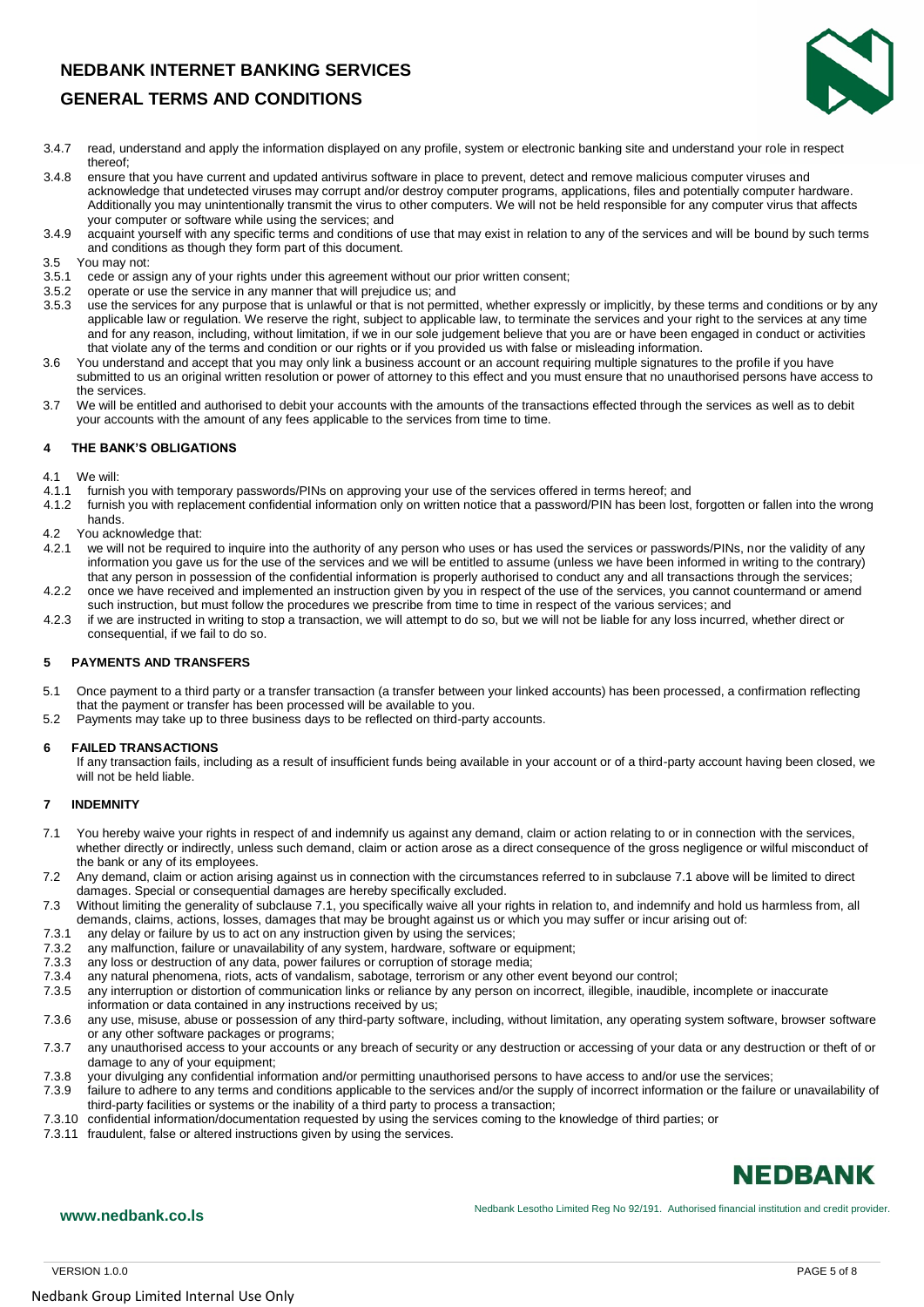3.4.7 read, understand and apply the information displayed on any profile, system or electronic banking site and understand your role in respect thereof;

3.4.8 ensure that you have current and updated antivirus software in place to prevent, detect and remove malicious computer viruses and acknowledge that undetected viruses may corrupt and/or destroy computer programs, applications, files and potentially computer hardware. Additionally you may unintentionally transmit the virus to other computers. We will not be held responsible for any computer virus that affects your computer or software while using the services; and

3.4.9 acquaint yourself with any specific terms and conditions of use that may exist in relation to any of the services and will be bound by such terms and conditions as though they form part of this document.

3.5 You may not:

3.5.1 cede or assign any of your rights under this agreement without our prior written consent;

3.5.2 operate or use the service in any manner that will prejudice us; and

3.5.3 use the services for any purpose that is unlawful or that is not permitted, whether expressly or implicitly, by these terms and conditions or by any applicable law or regulation. We reserve the right, subject to applicable law, to terminate the services and your right to the services at any time and for any reason, including, without limitation, if we in our sole judgement believe that you are or have been engaged in conduct or activities that violate any of the terms and condition or our rights or if you provided us with false or misleading information.

3.6 You understand and accept that you may only link a business account or an account requiring multiple signatures to the profile if you have submitted to us an original written resolution or power of attorney to this effect and you must ensure that no unauthorised persons have access to the services.

3.7 We will be entitled and authorised to debit your accounts with the amounts of the transactions effected through the services as well as to debit your accounts with the amount of any fees applicable to the services from time to time.

## 4 THE BANK'S OBLIGATIONS

4.1 We will:

4.1.1 furnish you with temporary passwords/PINs on approving your use of the services offered in terms hereof; and

4.1.2 furnish you with replacement confidential information only on written notice that a password/PIN has been lost, forgotten or fallen into the wrong hands.

4.2 You acknowledge that:

4.2.1 we will not be required to inquire into the authority of any person who uses or has used the services or passwords/PINs, nor the validity of any information you gave us for the use of the services and we will be entitled to assume (unless we have been informed in writing to the contrary) that any person in possession of the confidential information is properly authorised to conduct any and all transactions through the services;

4.2.2 once we have received and implemented an instruction given by you in respect of the use of the services, you cannot countermand or amend such instruction, but must follow the procedures we prescribe from time to time in respect of the various services; and

4.2.3 if we are instructed in writing to stop a transaction, we will attempt to do so, but we will not be liable for any loss incurred, whether direct or consequential, if we fail to do so.

## 5 PAYMENTS AND TRANSFERS

5.1 Once payment to a third party or a transfer transaction (a transfer between your linked accounts) has been processed, a confirmation reflecting that the payment or transfer has been processed will be available to you.

5.2 Payments may take up to three business days to be reflected on third-party accounts.

## 6 FAILED TRANSACTIONS

If any transaction fails, including as a result of insufficient funds being available in your account or of a third-party account having been closed, we will not be held liable.

## 7 INDEMNITY

7.1 You hereby waive your rights in respect of and indemnify us against any demand, claim or action relating to or in connection with the services, whether directly or indirectly, unless such demand, claim or action arose as a direct consequence of the gross negligence or wilful misconduct of the bank or any of its employees.

7.2 Any demand, claim or action arising against us in connection with the circumstances referred to in subclause 7.1 above will be limited to direct damages. Special or consequential damages are hereby specifically excluded.

7.3 Without limiting the generality of subclause 7.1, you specifically waive all your rights in relation to, and indemnify and hold us harmless from, all demands, claims, actions, losses, damages that may be brought against us or which you may suffer or incur arising out of:

7.3.1 any delay or failure by us to act on any instruction given by using the services;

7.3.2 any malfunction, failure or unavailability of any system, hardware, software or equipment;

7.3.3 any loss or destruction of any data, power failures or corruption of storage media;

7.3.4 any natural phenomena, riots, acts of vandalism, sabotage, terrorism or any other event beyond our control;

7.3.5 any interruption or distortion of communication links or reliance by any person on incorrect, illegible, inaudible, incomplete or inaccurate information or data contained in any instructions received by us;

7.3.6 any use, misuse, abuse or possession of any third-party software, including, without limitation, any operating system software, browser software or any other software packages or programs;

7.3.7 any unauthorised access to your accounts or any breach of security or any destruction or accessing of your data or any destruction or theft of or damage to any of your equipment;

7.3.8 your divulging any confidential information and/or permitting unauthorised persons to have access to and/or use the services;

7.3.9 failure to adhere to any terms and conditions applicable to the services and/or the supply of incorrect information or the failure or unavailability of third-party facilities or systems or the inability of a third party to process a transaction;

7.3.10 confidential information/documentation requested by using the services coming to the knowledge of third parties; or

7.3.11 fraudulent, false or altered instructions given by using the services.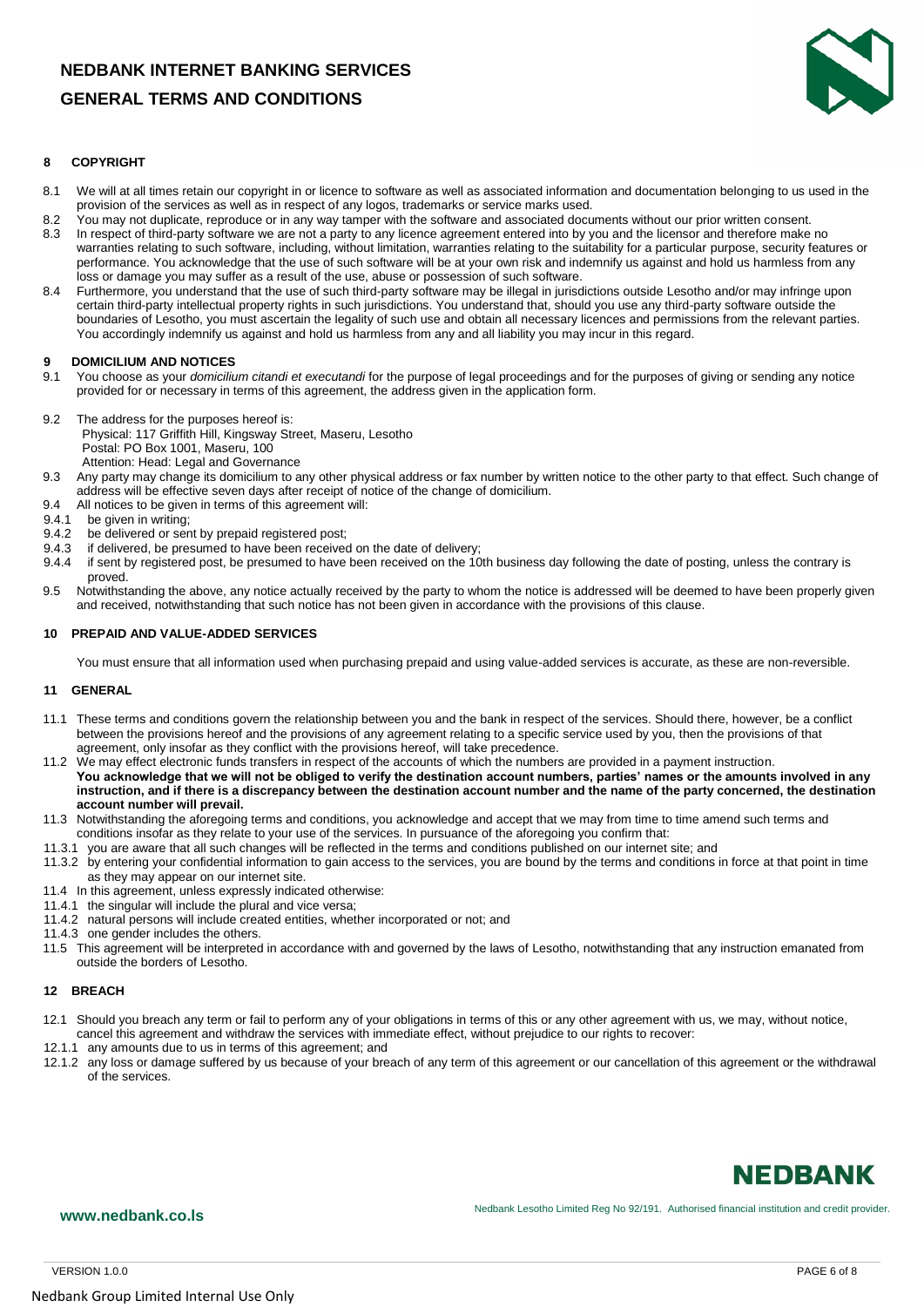## 8 COPYRIGHT

8.1 We will at all times retain our copyright in or licence to software as well as associated information and documentation belonging to us used in the provision of the services as well as in respect of any logos, trademarks or service marks used.

8.2 You may not duplicate, reproduce or in any way tamper with the software and associated documents without our prior written consent.

8.3 In respect of third-party software we are not a party to any licence agreement entered into by you and the licensor and therefore make no warranties relating to such software, including, without limitation, warranties relating to the suitability for a particular purpose, security features or performance. You acknowledge that the use of such software will be at your own risk and indemnify us against and hold us harmless from any loss or damage you may suffer as a result of the use, abuse or possession of such software.

8.4 Furthermore, you understand that the use of such third-party software may be illegal in jurisdictions outside Lesotho and/or may infringe upon certain third-party intellectual property rights in such jurisdictions. You understand that, should you use any third-party software outside the boundaries of Lesotho, you must ascertain the legality of such use and obtain all necessary licences and permissions from the relevant parties. You accordingly indemnify us against and hold us harmless from any and all liability you may incur in this regard.

## 9 DOMICILIUM AND NOTICES

9.1 You choose as your *domicilium citandi et executandi* for the purpose of legal proceedings and for the purposes of giving or sending any notice provided for or necessary in terms of this agreement, the address given in the application form.

9.2 The address for the purposes hereof is:
Physical: 117 Griffith Hill, Kingsway Street, Maseru, Lesotho
Postal: PO Box 1001, Maseru, 100
Attention: Head: Legal and Governance

9.3 Any party may change its domicilium to any other physical address or fax number by written notice to the other party to that effect. Such change of address will be effective seven days after receipt of notice of the change of domicilium.

9.4 All notices to be given in terms of this agreement will:

9.4.1 be given in writing;

9.4.2 be delivered or sent by prepaid registered post;

9.4.3 if delivered, be presumed to have been received on the date of delivery;

9.4.4 if sent by registered post, be presumed to have been received on the 10th business day following the date of posting, unless the contrary is proved.

9.5 Notwithstanding the above, any notice actually received by the party to whom the notice is addressed will be deemed to have been properly given and received, notwithstanding that such notice has not been given in accordance with the provisions of this clause.

## 10 PREPAID AND VALUE-ADDED SERVICES

You must ensure that all information used when purchasing prepaid and using value-added services is accurate, as these are non-reversible.

## 11 GENERAL

11.1 These terms and conditions govern the relationship between you and the bank in respect of the services. Should there, however, be a conflict between the provisions hereof and the provisions of any agreement relating to a specific service used by you, then the provisions of that agreement, only insofar as they conflict with the provisions hereof, will take precedence.

11.2 We may effect electronic funds transfers in respect of the accounts of which the numbers are provided in a payment instruction. **You acknowledge that we will not be obliged to verify the destination account numbers, parties' names or the amounts involved in any instruction, and if there is a discrepancy between the destination account number and the name of the party concerned, the destination account number will prevail.**

11.3 Notwithstanding the aforegoing terms and conditions, you acknowledge and accept that we may from time to time amend such terms and conditions insofar as they relate to your use of the services. In pursuance of the aforegoing you confirm that:

11.3.1 you are aware that all such changes will be reflected in the terms and conditions published on our internet site; and

11.3.2 by entering your confidential information to gain access to the services, you are bound by the terms and conditions in force at that point in time as they may appear on our internet site.

11.4 In this agreement, unless expressly indicated otherwise:

11.4.1 the singular will include the plural and vice versa;

11.4.2 natural persons will include created entities, whether incorporated or not; and

11.4.3 one gender includes the others.

11.5 This agreement will be interpreted in accordance with and governed by the laws of Lesotho, notwithstanding that any instruction emanated from outside the borders of Lesotho.

## 12 BREACH

12.1 Should you breach any term or fail to perform any of your obligations in terms of this or any other agreement with us, we may, without notice, cancel this agreement and withdraw the services with immediate effect, without prejudice to our rights to recover:

12.1.1 any amounts due to us in terms of this agreement; and

12.1.2 any loss or damage suffered by us because of your breach of any term of this agreement or our cancellation of this agreement or the withdrawal of the services.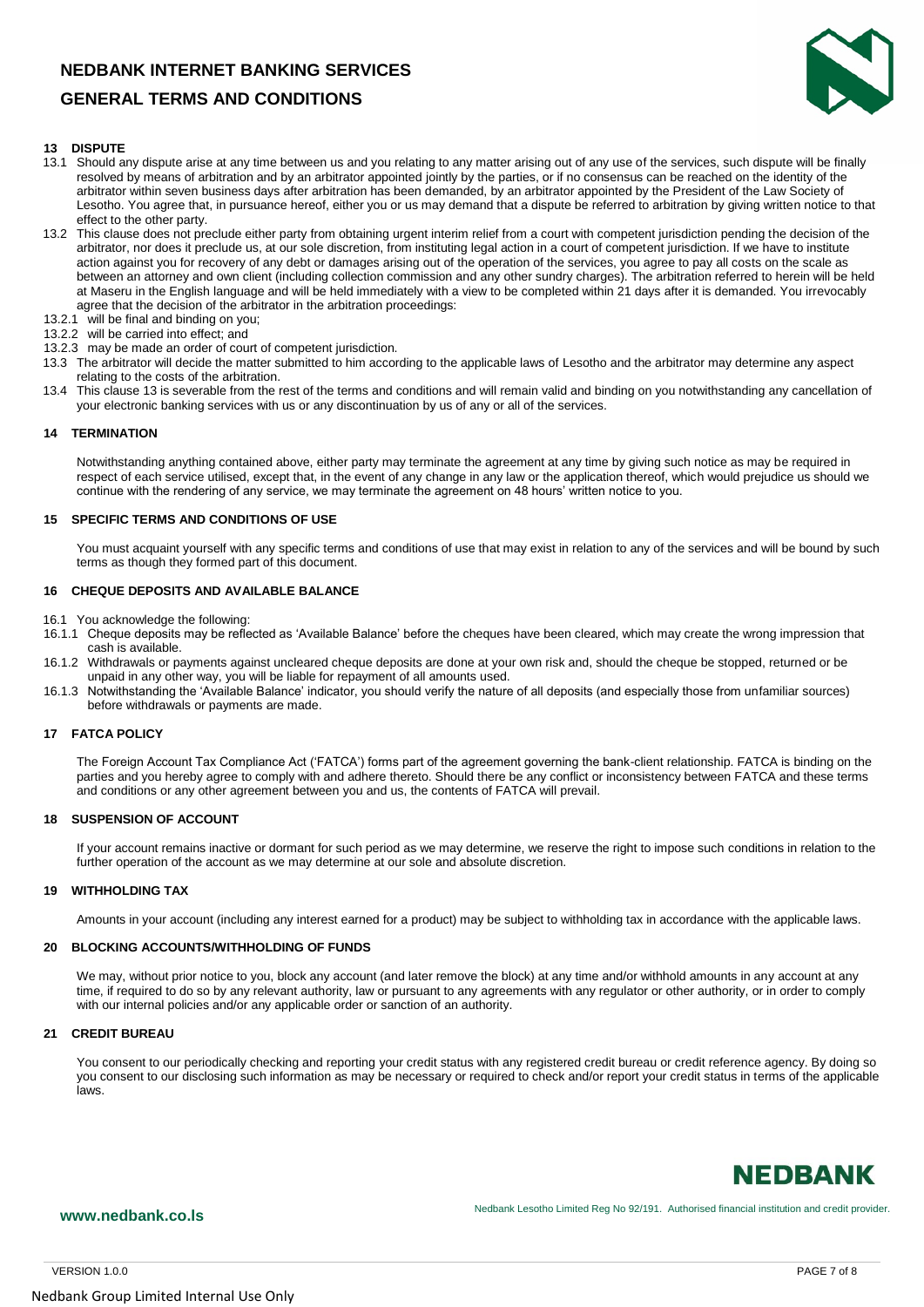## 13 DISPUTE

13.1 Should any dispute arise at any time between us and you relating to any matter arising out of any use of the services, such dispute will be finally resolved by means of arbitration and by an arbitrator appointed jointly by the parties, or if no consensus can be reached on the identity of the arbitrator within seven business days after arbitration has been demanded, by an arbitrator appointed by the President of the Law Society of Lesotho. You agree that, in pursuance hereof, either you or us may demand that a dispute be referred to arbitration by giving written notice to that effect to the other party.

13.2 This clause does not preclude either party from obtaining urgent interim relief from a court with competent jurisdiction pending the decision of the arbitrator, nor does it preclude us, at our sole discretion, from instituting legal action in a court of competent jurisdiction. If we have to institute action against you for recovery of any debt or damages arising out of the operation of the services, you agree to pay all costs on the scale as between an attorney and own client (including collection commission and any other sundry charges). The arbitration referred to herein will be held at Maseru in the English language and will be held immediately with a view to be completed within 21 days after it is demanded. You irrevocably agree that the decision of the arbitrator in the arbitration proceedings:

13.2.1 will be final and binding on you;

13.2.2 will be carried into effect; and

13.2.3 may be made an order of court of competent jurisdiction.

13.3 The arbitrator will decide the matter submitted to him according to the applicable laws of Lesotho and the arbitrator may determine any aspect relating to the costs of the arbitration.

13.4 This clause 13 is severable from the rest of the terms and conditions and will remain valid and binding on you notwithstanding any cancellation of your electronic banking services with us or any discontinuation by us of any or all of the services.

## 14 TERMINATION

Notwithstanding anything contained above, either party may terminate the agreement at any time by giving such notice as may be required in respect of each service utilised, except that, in the event of any change in any law or the application thereof, which would prejudice us should we continue with the rendering of any service, we may terminate the agreement on 48 hours' written notice to you.

## 15 SPECIFIC TERMS AND CONDITIONS OF USE

You must acquaint yourself with any specific terms and conditions of use that may exist in relation to any of the services and will be bound by such terms as though they formed part of this document.

## 16 CHEQUE DEPOSITS AND AVAILABLE BALANCE

16.1 You acknowledge the following:

16.1.1 Cheque deposits may be reflected as 'Available Balance' before the cheques have been cleared, which may create the wrong impression that cash is available.

16.1.2 Withdrawals or payments against uncleared cheque deposits are done at your own risk and, should the cheque be stopped, returned or be unpaid in any other way, you will be liable for repayment of all amounts used.

16.1.3 Notwithstanding the 'Available Balance' indicator, you should verify the nature of all deposits (and especially those from unfamiliar sources) before withdrawals or payments are made.

## 17 FATCA POLICY

The Foreign Account Tax Compliance Act ('FATCA') forms part of the agreement governing the bank-client relationship. FATCA is binding on the parties and you hereby agree to comply with and adhere thereto. Should there be any conflict or inconsistency between FATCA and these terms and conditions or any other agreement between you and us, the contents of FATCA will prevail.

## 18 SUSPENSION OF ACCOUNT

If your account remains inactive or dormant for such period as we may determine, we reserve the right to impose such conditions in relation to the further operation of the account as we may determine at our sole and absolute discretion.

## 19 WITHHOLDING TAX

Amounts in your account (including any interest earned for a product) may be subject to withholding tax in accordance with the applicable laws.

## 20 BLOCKING ACCOUNTS/WITHHOLDING OF FUNDS

We may, without prior notice to you, block any account (and later remove the block) at any time and/or withhold amounts in any account at any time, if required to do so by any relevant authority, law or pursuant to any agreements with any regulator or other authority, or in order to comply with our internal policies and/or any applicable order or sanction of an authority.

## 21 CREDIT BUREAU

You consent to our periodically checking and reporting your credit status with any registered credit bureau or credit reference agency. By doing so you consent to our disclosing such information as may be necessary or required to check and/or report your credit status in terms of the applicable laws.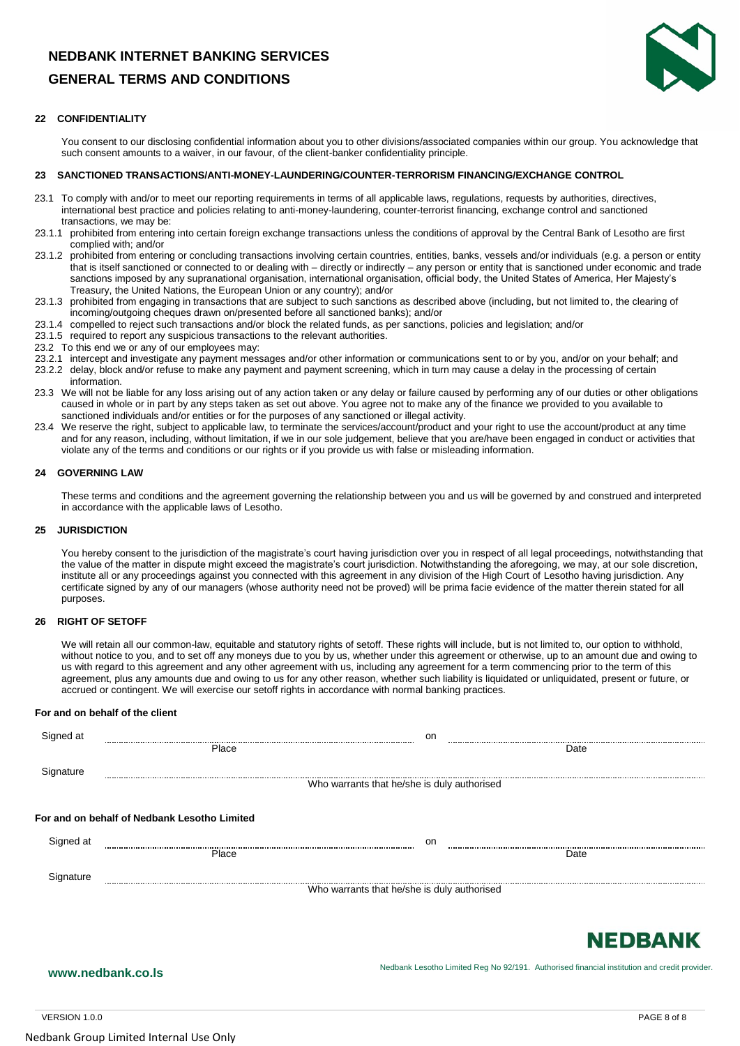## 22 CONFIDENTIALITY

You consent to our disclosing confidential information about you to other divisions/associated companies within our group. You acknowledge that such consent amounts to a waiver, in our favour, of the client-banker confidentiality principle.

## 23 SANCTIONED TRANSACTIONS/ANTI-MONEY-LAUNDERING/COUNTER-TERRORISM FINANCING/EXCHANGE CONTROL

23.1 To comply with and/or to meet our reporting requirements in terms of all applicable laws, regulations, requests by authorities, directives, international best practice and policies relating to anti-money-laundering, counter-terrorist financing, exchange control and sanctioned transactions, we may be:

23.1.1 prohibited from entering into certain foreign exchange transactions unless the conditions of approval by the Central Bank of Lesotho are first complied with; and/or

23.1.2 prohibited from entering or concluding transactions involving certain countries, entities, banks, vessels and/or individuals (e.g. a person or entity that is itself sanctioned or connected to or dealing with – directly or indirectly – any person or entity that is sanctioned under economic and trade sanctions imposed by any supranational organisation, international organisation, official body, the United States of America, Her Majesty's Treasury, the United Nations, the European Union or any country); and/or

23.1.3 prohibited from engaging in transactions that are subject to such sanctions as described above (including, but not limited to, the clearing of incoming/outgoing cheques drawn on/presented before all sanctioned banks); and/or

23.1.4 compelled to reject such transactions and/or block the related funds, as per sanctions, policies and legislation; and/or

23.1.5 required to report any suspicious transactions to the relevant authorities.

23.2 To this end we or any of our employees may:

23.2.1 intercept and investigate any payment messages and/or other information or communications sent to or by you, and/or on your behalf; and

23.2.2 delay, block and/or refuse to make any payment and payment screening, which in turn may cause a delay in the processing of certain information.

23.3 We will not be liable for any loss arising out of any action taken or any delay or failure caused by performing any of our duties or other obligations caused in whole or in part by any steps taken as set out above. You agree not to make any of the finance we provided to you available to sanctioned individuals and/or entities or for the purposes of any sanctioned or illegal activity.

23.4 We reserve the right, subject to applicable law, to terminate the services/account/product and your right to use the account/product at any time and for any reason, including, without limitation, if we in our sole judgement, believe that you are/have been engaged in conduct or activities that violate any of the terms and conditions or our rights or if you provide us with false or misleading information.

## 24 GOVERNING LAW

These terms and conditions and the agreement governing the relationship between you and us will be governed by and construed and interpreted in accordance with the applicable laws of Lesotho.

## 25 JURISDICTION

You hereby consent to the jurisdiction of the magistrate's court having jurisdiction over you in respect of all legal proceedings, notwithstanding that the value of the matter in dispute might exceed the magistrate's court jurisdiction. Notwithstanding the aforegoing, we may, at our sole discretion, institute all or any proceedings against you connected with this agreement in any division of the High Court of Lesotho having jurisdiction. Any certificate signed by any of our managers (whose authority need not be proved) will be prima facie evidence of the matter therein stated for all purposes.

## 26 RIGHT OF SETOFF

We will retain all our common-law, equitable and statutory rights of setoff. These rights will include, but is not limited to, our option to withhold, without notice to you, and to set off any moneys due to you by us, whether under this agreement or otherwise, up to an amount due and owing to us with regard to this agreement and any other agreement with us, including any agreement for a term commencing prior to the term of this agreement, plus any amounts due and owing to us for any other reason, whether such liability is liquidated or unliquidated, present or future, or accrued or contingent. We will exercise our setoff rights in accordance with normal banking practices.

**For and on behalf of the client**

Signed at ............................................ on ............................................
Place Date

Signature ............................................
Who warrants that he/she is duly authorised

**For and on behalf of Nedbank Lesotho Limited**

Signed at ............................................ on ............................................
Place Date

Signature ............................................
Who warrants that he/she is duly authorised

NEDBANK

www.nedbank.co.ls

Nedbank Lesotho Limited Reg No 92/191. Authorised financial institution and credit provider.